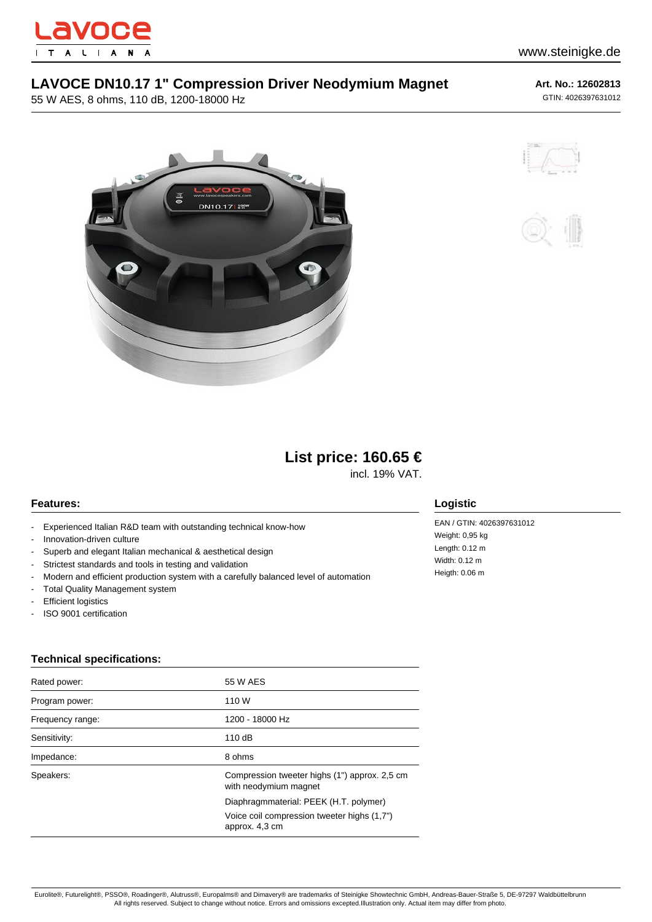# LAVOCE DN10.17 1" Compression Driver Neodymium Magnet

55 W AES, 8 ohms, 110 dB, 1200-18000 Hz

**Art. No.: 12602813**
GTIN: 4026397631012

## List price: 160.65 €

incl. 19% VAT.

### Features:

- Experienced Italian R&D team with outstanding technical know-how
- Innovation-driven culture
- Superb and elegant Italian mechanical & aesthetical design
- Strictest standards and tools in testing and validation
- Modern and efficient production system with a carefully balanced level of automation
- Total Quality Management system
- Efficient logistics
- ISO 9001 certification

### Logistic

EAN / GTIN: 4026397631012
Weight: 0,95 kg
Length: 0.12 m
Width: 0.12 m
Heigth: 0.06 m

### Technical specifications:

| | |
|---|---|
| Rated power: | 55 W AES |
| Program power: | 110 W |
| Frequency range: | 1200 - 18000 Hz |
| Sensitivity: | 110 dB |
| Impedance: | 8 ohms |
| Speakers: | Compression tweeter highs (1") approx. 2,5 cm with neodymium magnet<br>Diaphragmmaterial: PEEK (H.T. polymer)<br>Voice coil compression tweeter highs (1,7") approx. 4,3 cm |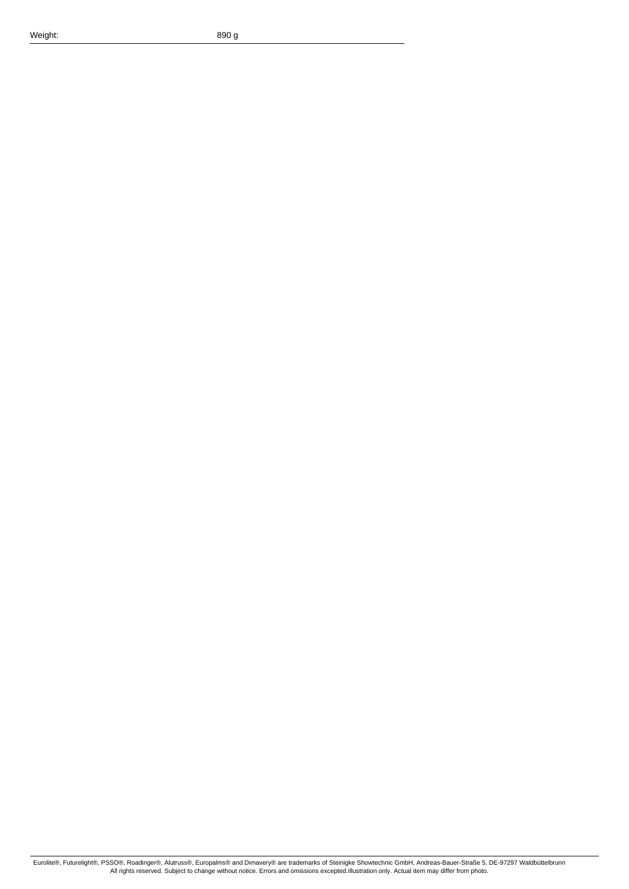| | |
|---|---|
| Weight: | 890 g |